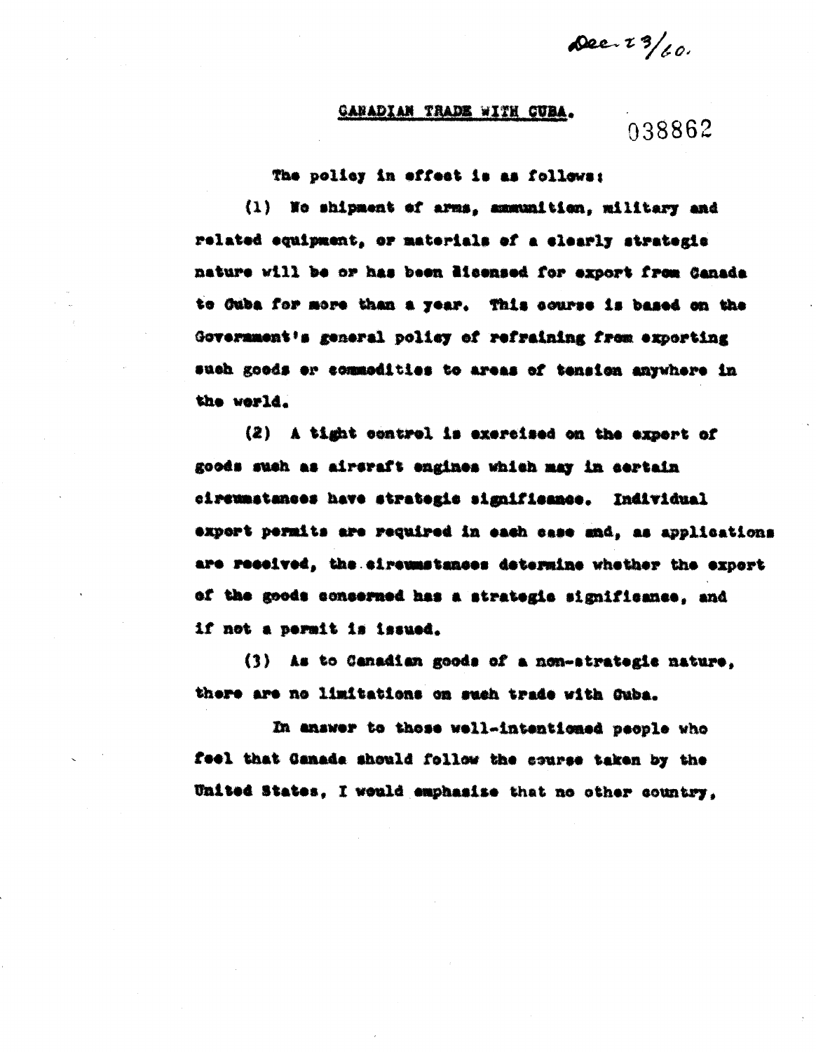Dec. 23/60.

**CANADIAN TRADE WITH CUBA.**

038862

The policy in effect is as follows:

(1) No shipment of arms, ammunition, military and related equipment, or materials of a clearly strategic nature will be or has been licensed for export from Canada to Cuba for more than a year. This course is based on the Government's general policy of refraining from exporting such goods or commodities to areas of tension anywhere in the world.

(2) A tight control is exercised on the export of goods such as aircraft engines which may in certain circumstances have strategic significance. Individual export permits are required in each case and, as applications are received, the circumstances determine whether the export of the goods concerned has a strategic significance, and if not a permit is issued.

(3) As to Canadian goods of a non-strategic nature, there are no limitations on such trade with Cuba.

In answer to those well-intentioned people who feel that Canada should follow the course taken by the United States, I would emphasize that no other country,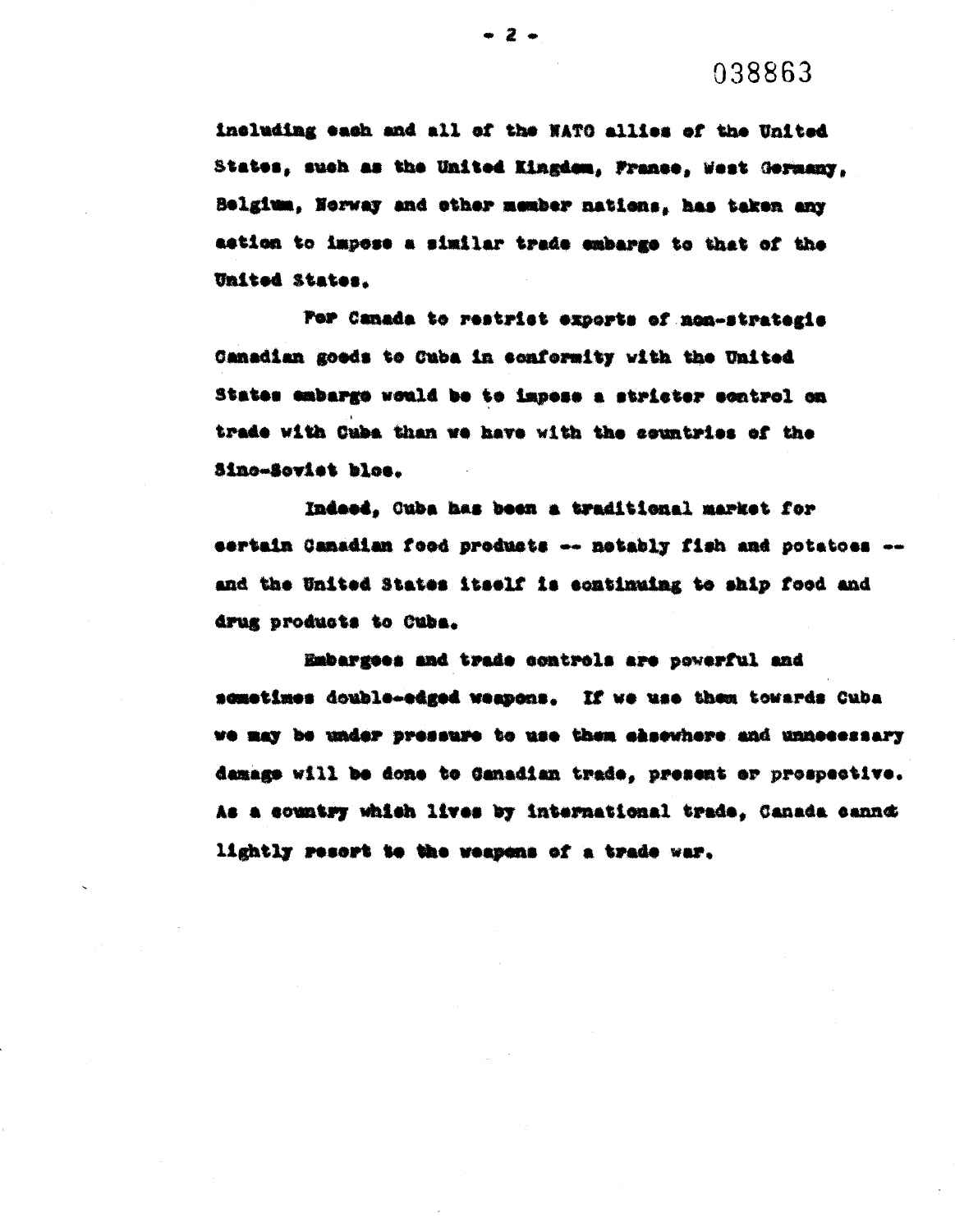including each and all of the NATO allies of the United States, such as the United Kingdom, France, West Germany, Belgium, Norway and other member nations, has taken any action to impose a similar trade embargo to that of the United States.

For Canada to restrict exports of non-strategic Canadian goods to Cuba in conformity with the United States embargo would be to impose a stricter control on trade with Cuba than we have with the countries of the Sino-Soviet bloc.

Indeed, Cuba has been a traditional market for certain Canadian food products -- notably fish and potatoes -- and the United States itself is continuing to ship food and drug products to Cuba.

Embargoes and trade controls are powerful and sometimes double-edged weapons. If we use them towards Cuba we may be under pressure to use them elsewhere and unnecessary damage will be done to Canadian trade, present or prospective. As a country which lives by international trade, Canada cannot lightly resort to the weapons of a trade war.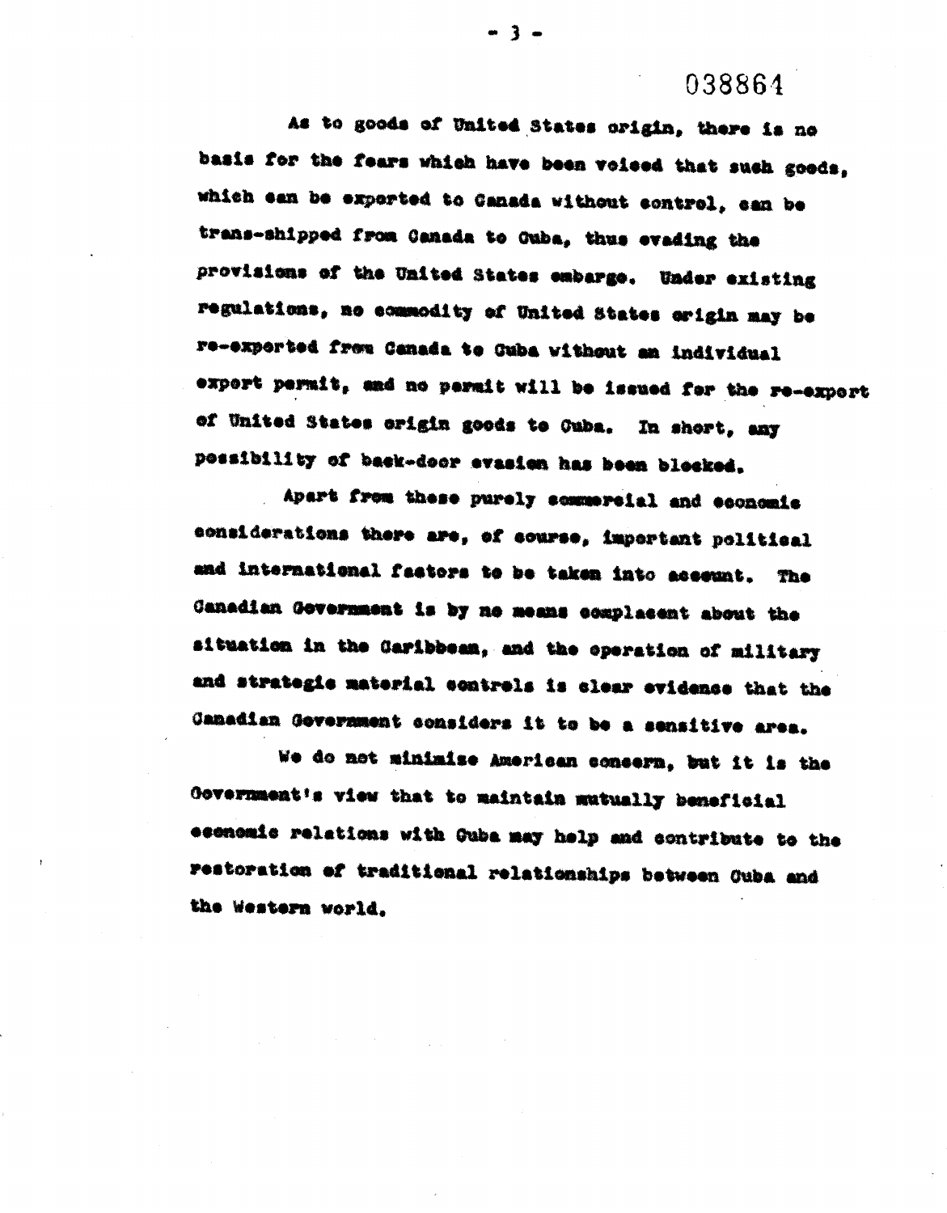As to goods of United States origin, there is no basis for the fears which have been voiced that such goods, which can be exported to Canada without control, can be trans-shipped from Canada to Cuba, thus evading the provisions of the United States embargo. Under existing regulations, no commodity of United States origin may be re-exported from Canada to Cuba without an individual export permit, and no permit will be issued for the re-export of United States origin goods to Cuba. In short, any possibility of back-door evasion has been blocked.

Apart from these purely commercial and economic considerations there are, of course, important political and international factors to be taken into account. The Canadian Government is by no means complacent about the situation in the Caribbean, and the operation of military and strategic material controls is clear evidence that the Canadian Government considers it to be a sensitive area.

We do not minimise American concern, but it is the Government's view that to maintain mutually beneficial economic relations with Cuba may help and contribute to the restoration of traditional relationships between Cuba and the Western world.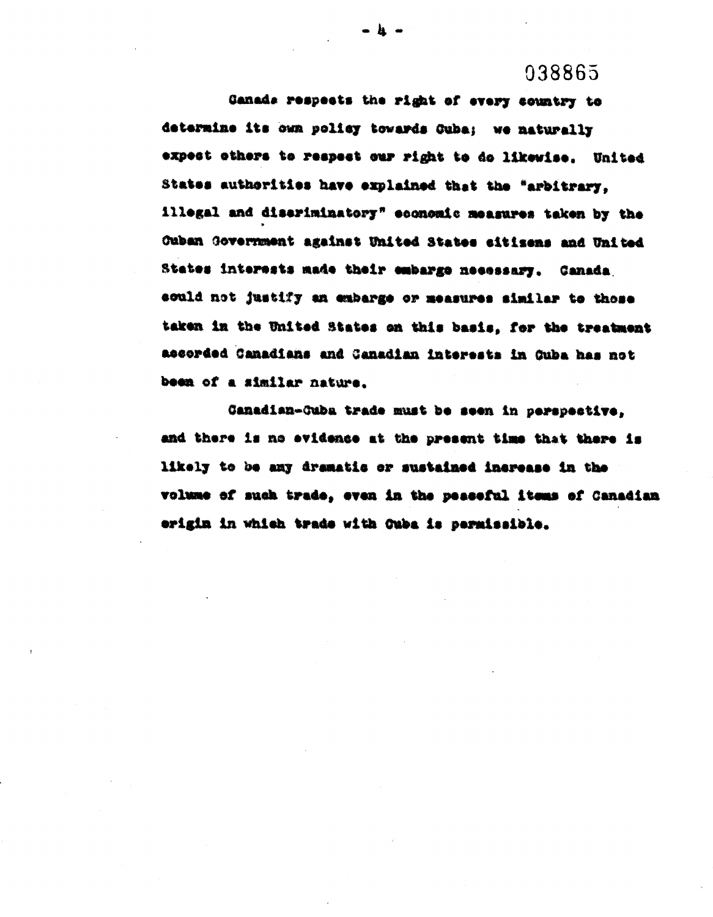038865

Canada respects the right of every country to determine its own policy towards Cuba; we naturally expect others to respect our right to do likewise. United States authorities have explained that the "arbitrary, illegal and discriminatory" economic measures taken by the Cuban Government against United States citizens and United States interests made their embargo necessary. Canada could not justify an embargo or measures similar to those taken in the United States on this basis, for the treatment accorded Canadians and Canadian interests in Cuba has not been of a similar nature.

Canadian-Cuba trade must be seen in perspective, and there is no evidence at the present time that there is likely to be any dramatic or sustained increase in the volume of such trade, even in the peaceful items of Canadian origin in which trade with Cuba is permissible.